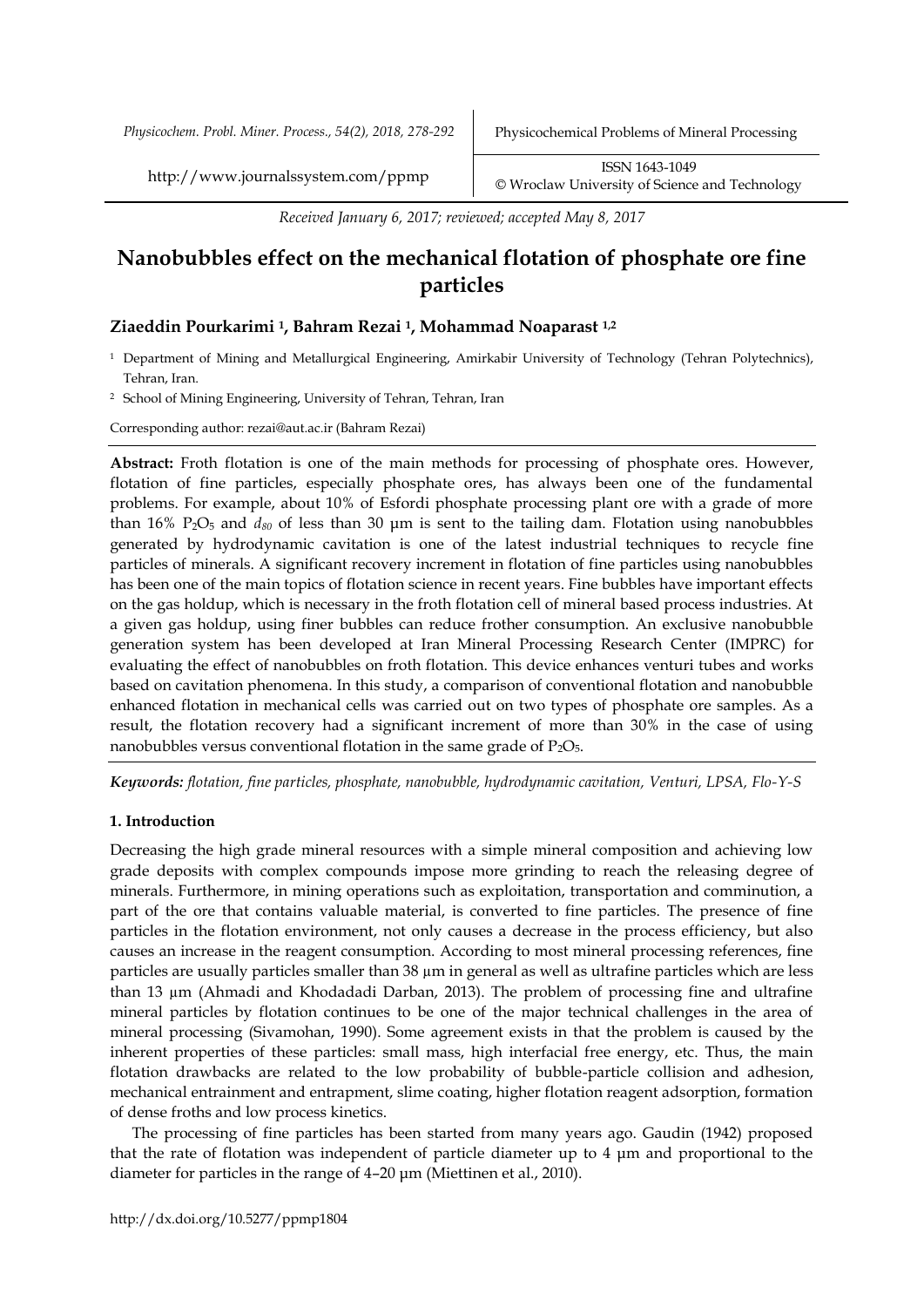*Received January 6, 2017; reviewed; accepted May 8, 2017*

# Nanobubbles effect on the mechanical flotation of phosphate ore fine particles

## Ziaeddin Pourkarimi [1], Bahram Rezai [1], Mohammad Noaparast [1,2]

[1] Department of Mining and Metallurgical Engineering, Amirkabir University of Technology (Tehran Polytechnics), Tehran, Iran.

[2] School of Mining Engineering, University of Tehran, Tehran, Iran

Corresponding author: rezai@aut.ac.ir (Bahram Rezai)

**Abstract:** Froth flotation is one of the main methods for processing of phosphate ores. However, flotation of fine particles, especially phosphate ores, has always been one of the fundamental problems. For example, about 10% of Esfordi phosphate processing plant ore with a grade of more than 16% $P_2O_5$ and $d_{80}$ of less than 30 µm is sent to the tailing dam. Flotation using nanobubbles generated by hydrodynamic cavitation is one of the latest industrial techniques to recycle fine particles of minerals. A significant recovery increment in flotation of fine particles using nanobubbles has been one of the main topics of flotation science in recent years. Fine bubbles have important effects on the gas holdup, which is necessary in the froth flotation cell of mineral based process industries. At a given gas holdup, using finer bubbles can reduce frother consumption. An exclusive nanobubble generation system has been developed at Iran Mineral Processing Research Center (IMPRC) for evaluating the effect of nanobubbles on froth flotation. This device enhances venturi tubes and works based on cavitation phenomena. In this study, a comparison of conventional flotation and nanobubble enhanced flotation in mechanical cells was carried out on two types of phosphate ore samples. As a result, the flotation recovery had a significant increment of more than 30% in the case of using nanobubbles versus conventional flotation in the same grade of $P_2O_5$.

***Keywords:*** *flotation, fine particles, phosphate, nanobubble, hydrodynamic cavitation, Venturi, LPSA, Flo-Y-S*

### 1. Introduction

Decreasing the high grade mineral resources with a simple mineral composition and achieving low grade deposits with complex compounds impose more grinding to reach the releasing degree of minerals. Furthermore, in mining operations such as exploitation, transportation and comminution, a part of the ore that contains valuable material, is converted to fine particles. The presence of fine particles in the flotation environment, not only causes a decrease in the process efficiency, but also causes an increase in the reagent consumption. According to most mineral processing references, fine particles are usually particles smaller than 38 µm in general as well as ultrafine particles which are less than 13 µm (Ahmadi and Khodadadi Darban, 2013). The problem of processing fine and ultrafine mineral particles by flotation continues to be one of the major technical challenges in the area of mineral processing (Sivamohan, 1990). Some agreement exists in that the problem is caused by the inherent properties of these particles: small mass, high interfacial free energy, etc. Thus, the main flotation drawbacks are related to the low probability of bubble-particle collision and adhesion, mechanical entrainment and entrapment, slime coating, higher flotation reagent adsorption, formation of dense froths and low process kinetics.

The processing of fine particles has been started from many years ago. Gaudin (1942) proposed that the rate of flotation was independent of particle diameter up to 4 µm and proportional to the diameter for particles in the range of 4–20 µm (Miettinen et al., 2010).

http://dx.doi.org/10.5277/ppmp1804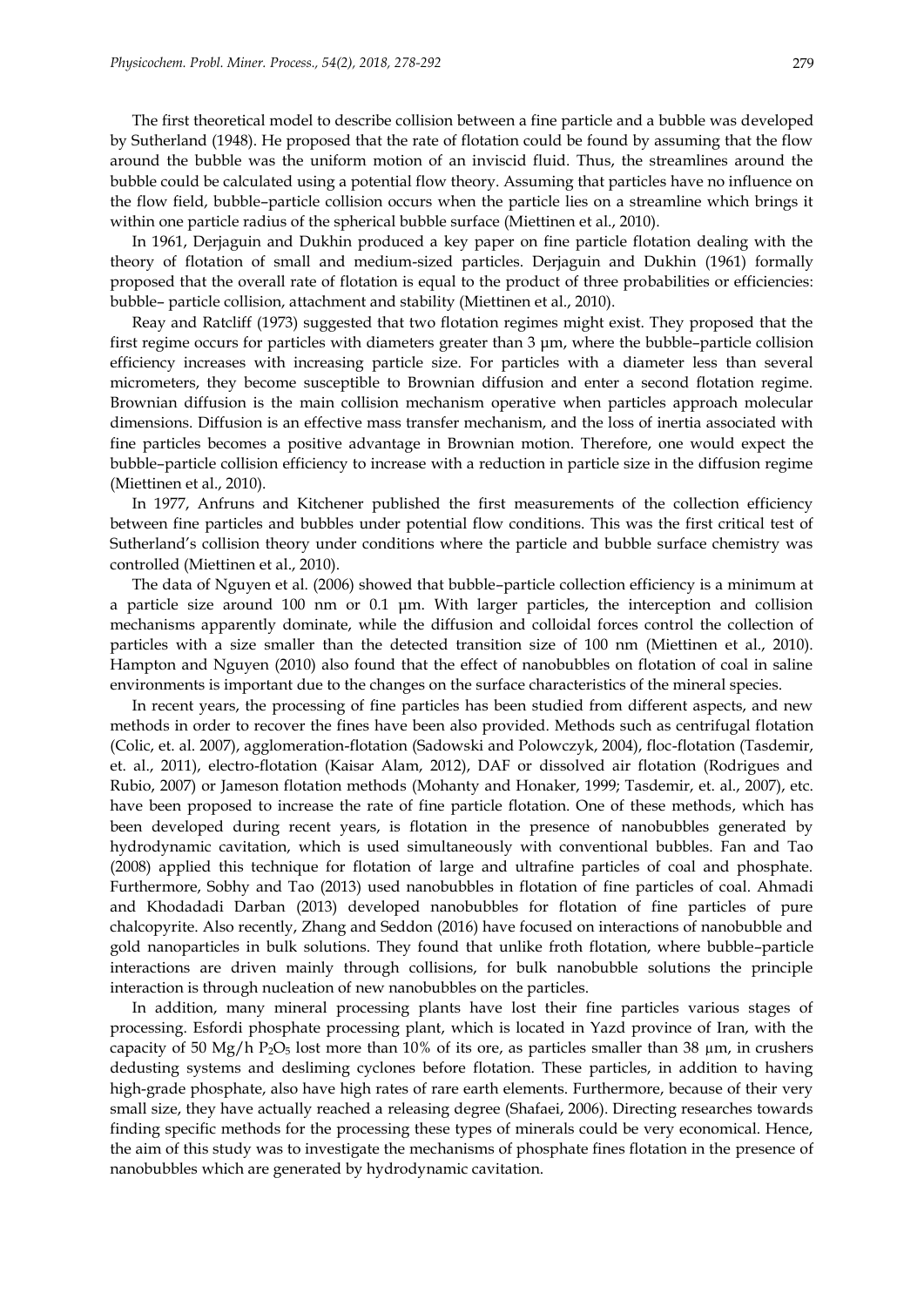The first theoretical model to describe collision between a fine particle and a bubble was developed by Sutherland (1948). He proposed that the rate of flotation could be found by assuming that the flow around the bubble was the uniform motion of an inviscid fluid. Thus, the streamlines around the bubble could be calculated using a potential flow theory. Assuming that particles have no influence on the flow field, bubble–particle collision occurs when the particle lies on a streamline which brings it within one particle radius of the spherical bubble surface (Miettinen et al., 2010).

In 1961, Derjaguin and Dukhin produced a key paper on fine particle flotation dealing with the theory of flotation of small and medium-sized particles. Derjaguin and Dukhin (1961) formally proposed that the overall rate of flotation is equal to the product of three probabilities or efficiencies: bubble– particle collision, attachment and stability (Miettinen et al., 2010).

Reay and Ratcliff (1973) suggested that two flotation regimes might exist. They proposed that the first regime occurs for particles with diameters greater than 3 µm, where the bubble–particle collision efficiency increases with increasing particle size. For particles with a diameter less than several micrometers, they become susceptible to Brownian diffusion and enter a second flotation regime. Brownian diffusion is the main collision mechanism operative when particles approach molecular dimensions. Diffusion is an effective mass transfer mechanism, and the loss of inertia associated with fine particles becomes a positive advantage in Brownian motion. Therefore, one would expect the bubble–particle collision efficiency to increase with a reduction in particle size in the diffusion regime (Miettinen et al., 2010).

In 1977, Anfruns and Kitchener published the first measurements of the collection efficiency between fine particles and bubbles under potential flow conditions. This was the first critical test of Sutherland's collision theory under conditions where the particle and bubble surface chemistry was controlled (Miettinen et al., 2010).

The data of Nguyen et al. (2006) showed that bubble–particle collection efficiency is a minimum at a particle size around 100 nm or 0.1 µm. With larger particles, the interception and collision mechanisms apparently dominate, while the diffusion and colloidal forces control the collection of particles with a size smaller than the detected transition size of 100 nm (Miettinen et al., 2010). Hampton and Nguyen (2010) also found that the effect of nanobubbles on flotation of coal in saline environments is important due to the changes on the surface characteristics of the mineral species.

In recent years, the processing of fine particles has been studied from different aspects, and new methods in order to recover the fines have been also provided. Methods such as centrifugal flotation (Colic, et. al. 2007), agglomeration-flotation (Sadowski and Polowczyk, 2004), floc-flotation (Tasdemir, et. al., 2011), electro-flotation (Kaisar Alam, 2012), DAF or dissolved air flotation (Rodrigues and Rubio, 2007) or Jameson flotation methods (Mohanty and Honaker, 1999; Tasdemir, et. al., 2007), etc. have been proposed to increase the rate of fine particle flotation. One of these methods, which has been developed during recent years, is flotation in the presence of nanobubbles generated by hydrodynamic cavitation, which is used simultaneously with conventional bubbles. Fan and Tao (2008) applied this technique for flotation of large and ultrafine particles of coal and phosphate. Furthermore, Sobhy and Tao (2013) used nanobubbles in flotation of fine particles of coal. Ahmadi and Khodadadi Darban (2013) developed nanobubbles for flotation of fine particles of pure chalcopyrite. Also recently, Zhang and Seddon (2016) have focused on interactions of nanobubble and gold nanoparticles in bulk solutions. They found that unlike froth flotation, where bubble–particle interactions are driven mainly through collisions, for bulk nanobubble solutions the principle interaction is through nucleation of new nanobubbles on the particles.

In addition, many mineral processing plants have lost their fine particles various stages of processing. Esfordi phosphate processing plant, which is located in Yazd province of Iran, with the capacity of 50 Mg/h $P_2O_5$ lost more than 10% of its ore, as particles smaller than 38 µm, in crushers dedusting systems and desliming cyclones before flotation. These particles, in addition to having high-grade phosphate, also have high rates of rare earth elements. Furthermore, because of their very small size, they have actually reached a releasing degree (Shafaei, 2006). Directing researches towards finding specific methods for the processing these types of minerals could be very economical. Hence, the aim of this study was to investigate the mechanisms of phosphate fines flotation in the presence of nanobubbles which are generated by hydrodynamic cavitation.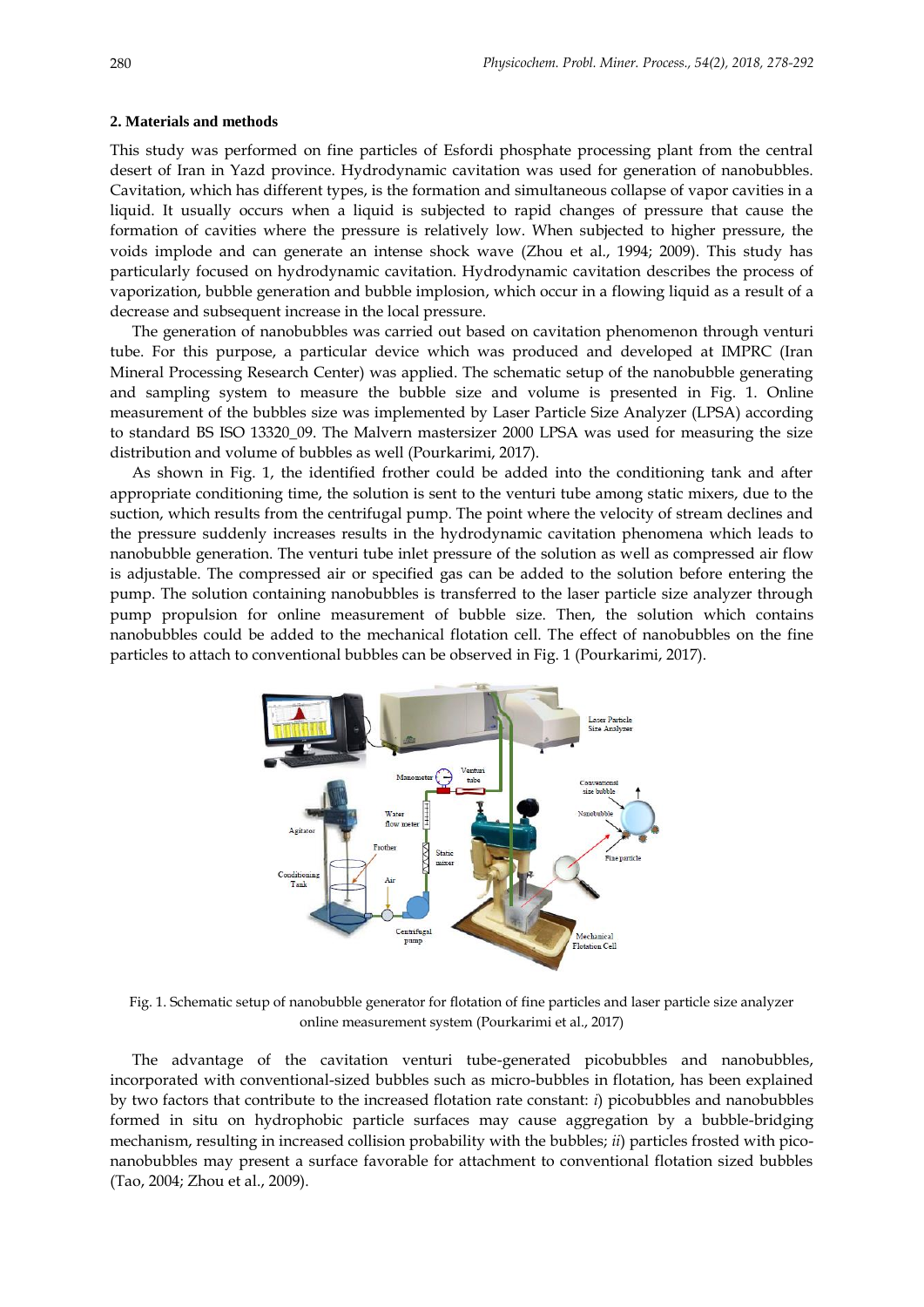## 2. Materials and methods

This study was performed on fine particles of Esfordi phosphate processing plant from the central desert of Iran in Yazd province. Hydrodynamic cavitation was used for generation of nanobubbles. Cavitation, which has different types, is the formation and simultaneous collapse of vapor cavities in a liquid. It usually occurs when a liquid is subjected to rapid changes of pressure that cause the formation of cavities where the pressure is relatively low. When subjected to higher pressure, the voids implode and can generate an intense shock wave (Zhou et al., 1994; 2009). This study has particularly focused on hydrodynamic cavitation. Hydrodynamic cavitation describes the process of vaporization, bubble generation and bubble implosion, which occur in a flowing liquid as a result of a decrease and subsequent increase in the local pressure.

The generation of nanobubbles was carried out based on cavitation phenomenon through venturi tube. For this purpose, a particular device which was produced and developed at IMPRC (Iran Mineral Processing Research Center) was applied. The schematic setup of the nanobubble generating and sampling system to measure the bubble size and volume is presented in Fig. 1. Online measurement of the bubbles size was implemented by Laser Particle Size Analyzer (LPSA) according to standard BS ISO 13320_09. The Malvern mastersizer 2000 LPSA was used for measuring the size distribution and volume of bubbles as well (Pourkarimi, 2017).

As shown in Fig. 1, the identified frother could be added into the conditioning tank and after appropriate conditioning time, the solution is sent to the venturi tube among static mixers, due to the suction, which results from the centrifugal pump. The point where the velocity of stream declines and the pressure suddenly increases results in the hydrodynamic cavitation phenomena which leads to nanobubble generation. The venturi tube inlet pressure of the solution as well as compressed air flow is adjustable. The compressed air or specified gas can be added to the solution before entering the pump. The solution containing nanobubbles is transferred to the laser particle size analyzer through pump propulsion for online measurement of bubble size. Then, the solution which contains nanobubbles could be added to the mechanical flotation cell. The effect of nanobubbles on the fine particles to attach to conventional bubbles can be observed in Fig. 1 (Pourkarimi, 2017).

Fig. 1. Schematic setup of nanobubble generator for flotation of fine particles and laser particle size analyzer online measurement system (Pourkarimi et al., 2017)

The advantage of the cavitation venturi tube-generated picobubbles and nanobubbles, incorporated with conventional-sized bubbles such as micro-bubbles in flotation, has been explained by two factors that contribute to the increased flotation rate constant: *i*) picobubbles and nanobubbles formed in situ on hydrophobic particle surfaces may cause aggregation by a bubble-bridging mechanism, resulting in increased collision probability with the bubbles; *ii*) particles frosted with pico-nanobubbles may present a surface favorable for attachment to conventional flotation sized bubbles (Tao, 2004; Zhou et al., 2009).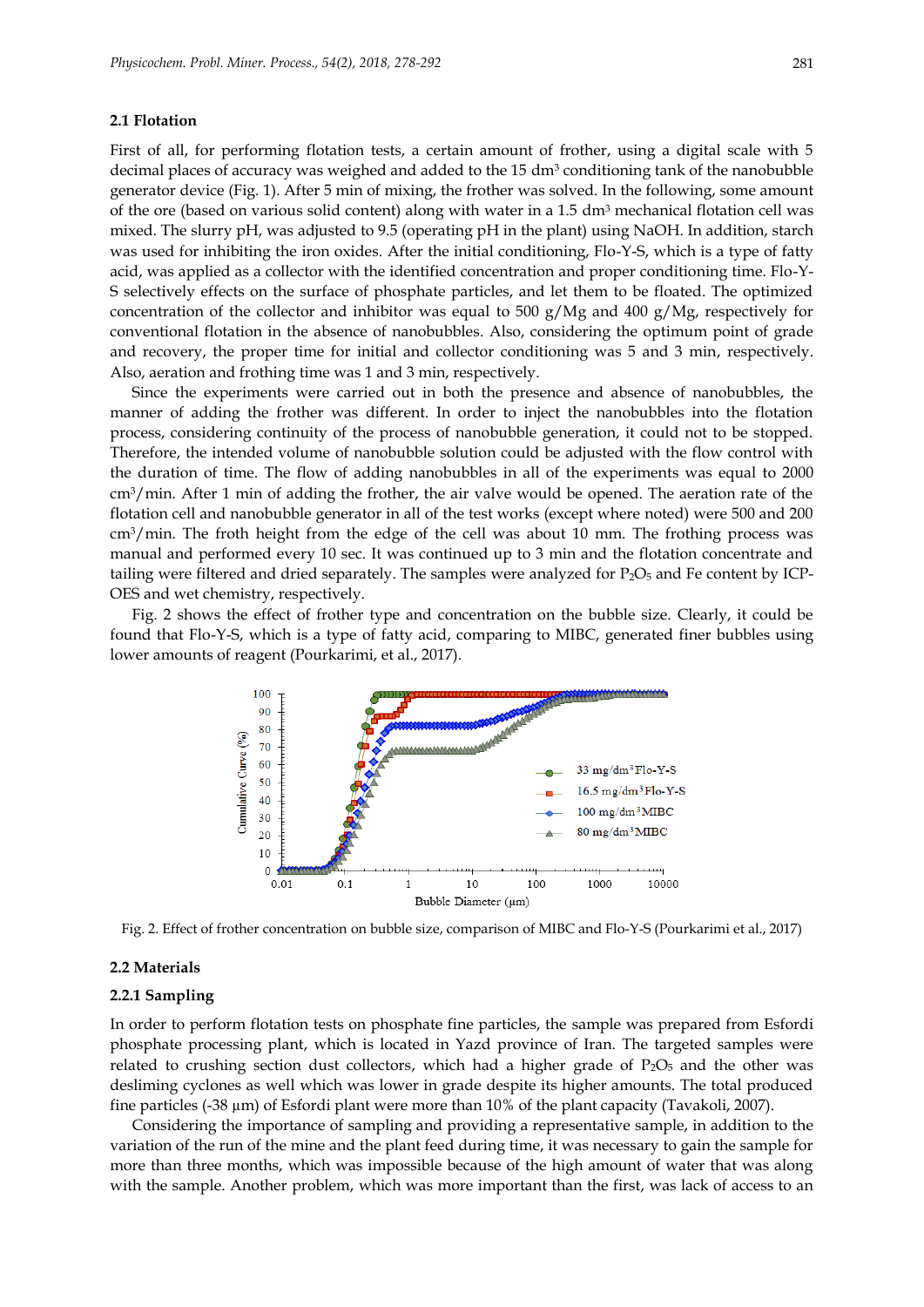### 2.1 Flotation

First of all, for performing flotation tests, a certain amount of frother, using a digital scale with 5 decimal places of accuracy was weighed and added to the 15 $dm^3$ conditioning tank of the nanobubble generator device (Fig. 1). After 5 min of mixing, the frother was solved. In the following, some amount of the ore (based on various solid content) along with water in a 1.5 $dm^3$ mechanical flotation cell was mixed. The slurry pH, was adjusted to 9.5 (operating pH in the plant) using NaOH. In addition, starch was used for inhibiting the iron oxides. After the initial conditioning, Flo-Y-S, which is a type of fatty acid, was applied as a collector with the identified concentration and proper conditioning time. Flo-Y-S selectively effects on the surface of phosphate particles, and let them to be floated. The optimized concentration of the collector and inhibitor was equal to 500 g/Mg and 400 g/Mg, respectively for conventional flotation in the absence of nanobubbles. Also, considering the optimum point of grade and recovery, the proper time for initial and collector conditioning was 5 and 3 min, respectively. Also, aeration and frothing time was 1 and 3 min, respectively.

Since the experiments were carried out in both the presence and absence of nanobubbles, the manner of adding the frother was different. In order to inject the nanobubbles into the flotation process, considering continuity of the process of nanobubble generation, it could not to be stopped. Therefore, the intended volume of nanobubble solution could be adjusted with the flow control with the duration of time. The flow of adding nanobubbles in all of the experiments was equal to 2000 $cm^3$/min. After 1 min of adding the frother, the air valve would be opened. The aeration rate of the flotation cell and nanobubble generator in all of the test works (except where noted) were 500 and 200 $cm^3$/min. The froth height from the edge of the cell was about 10 mm. The frothing process was manual and performed every 10 sec. It was continued up to 3 min and the flotation concentrate and tailing were filtered and dried separately. The samples were analyzed for $P_2O_5$ and Fe content by ICP-OES and wet chemistry, respectively.

Fig. 2 shows the effect of frother type and concentration on the bubble size. Clearly, it could be found that Flo-Y-S, which is a type of fatty acid, comparing to MIBC, generated finer bubbles using lower amounts of reagent (Pourkarimi, et al., 2017).

Fig. 2. Effect of frother concentration on bubble size, comparison of MIBC and Flo-Y-S (Pourkarimi et al., 2017)

### 2.2 Materials

#### 2.2.1 Sampling

In order to perform flotation tests on phosphate fine particles, the sample was prepared from Esfordi phosphate processing plant, which is located in Yazd province of Iran. The targeted samples were related to crushing section dust collectors, which had a higher grade of $P_2O_5$ and the other was desliming cyclones as well which was lower in grade despite its higher amounts. The total produced fine particles (-38 µm) of Esfordi plant were more than 10% of the plant capacity (Tavakoli, 2007).

Considering the importance of sampling and providing a representative sample, in addition to the variation of the run of the mine and the plant feed during time, it was necessary to gain the sample for more than three months, which was impossible because of the high amount of water that was along with the sample. Another problem, which was more important than the first, was lack of access to an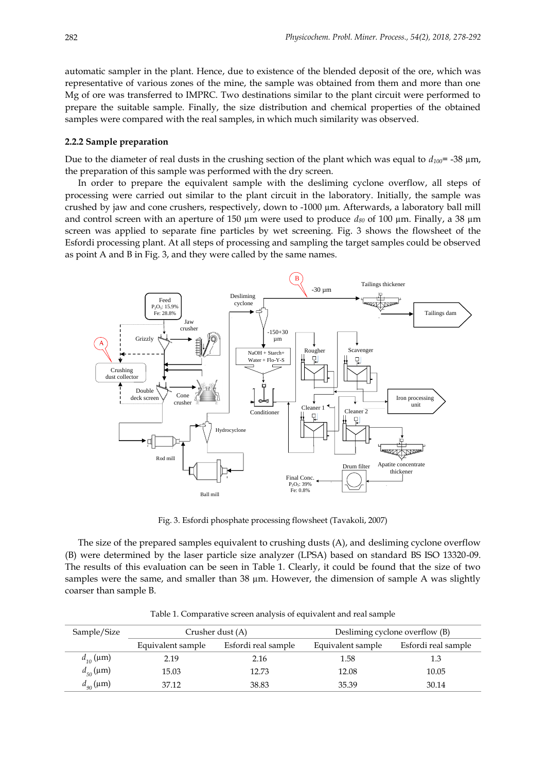automatic sampler in the plant. Hence, due to existence of the blended deposit of the ore, which was representative of various zones of the mine, the sample was obtained from them and more than one Mg of ore was transferred to IMPRC. Two destinations similar to the plant circuit were performed to prepare the suitable sample. Finally, the size distribution and chemical properties of the obtained samples were compared with the real samples, in which much similarity was observed.

### 2.2.2 Sample preparation

Due to the diameter of real dusts in the crushing section of the plant which was equal to $d_{100}$= -38 µm, the preparation of this sample was performed with the dry screen.

In order to prepare the equivalent sample with the desliming cyclone overflow, all steps of processing were carried out similar to the plant circuit in the laboratory. Initially, the sample was crushed by jaw and cone crushers, respectively, down to -1000 µm. Afterwards, a laboratory ball mill and control screen with an aperture of 150 µm were used to produce $d_{80}$ of 100 µm. Finally, a 38 µm screen was applied to separate fine particles by wet screening. Fig. 3 shows the flowsheet of the Esfordi processing plant. At all steps of processing and sampling the target samples could be observed as point A and B in Fig. 3, and they were called by the same names.

Fig. 3. Esfordi phosphate processing flowsheet (Tavakoli, 2007)

The size of the prepared samples equivalent to crushing dusts (A), and desliming cyclone overflow (B) were determined by the laser particle size analyzer (LPSA) based on standard BS ISO 13320-09. The results of this evaluation can be seen in Table 1. Clearly, it could be found that the size of two samples were the same, and smaller than 38 µm. However, the dimension of sample A was slightly coarser than sample B.

Table 1. Comparative screen analysis of equivalent and real sample

| Sample/Size | Crusher dust (A) | | Desliming cyclone overflow (B) | |
|---|---|---|---|---|
| | Equivalent sample | Esfordi real sample | Equivalent sample | Esfordi real sample |
| $d_{10}$ (µm) | 2.19 | 2.16 | 1.58 | 1.3 |
| $d_{50}$ (µm) | 15.03 | 12.73 | 12.08 | 10.05 |
| $d_{90}$ (µm) | 37.12 | 38.83 | 35.39 | 30.14 |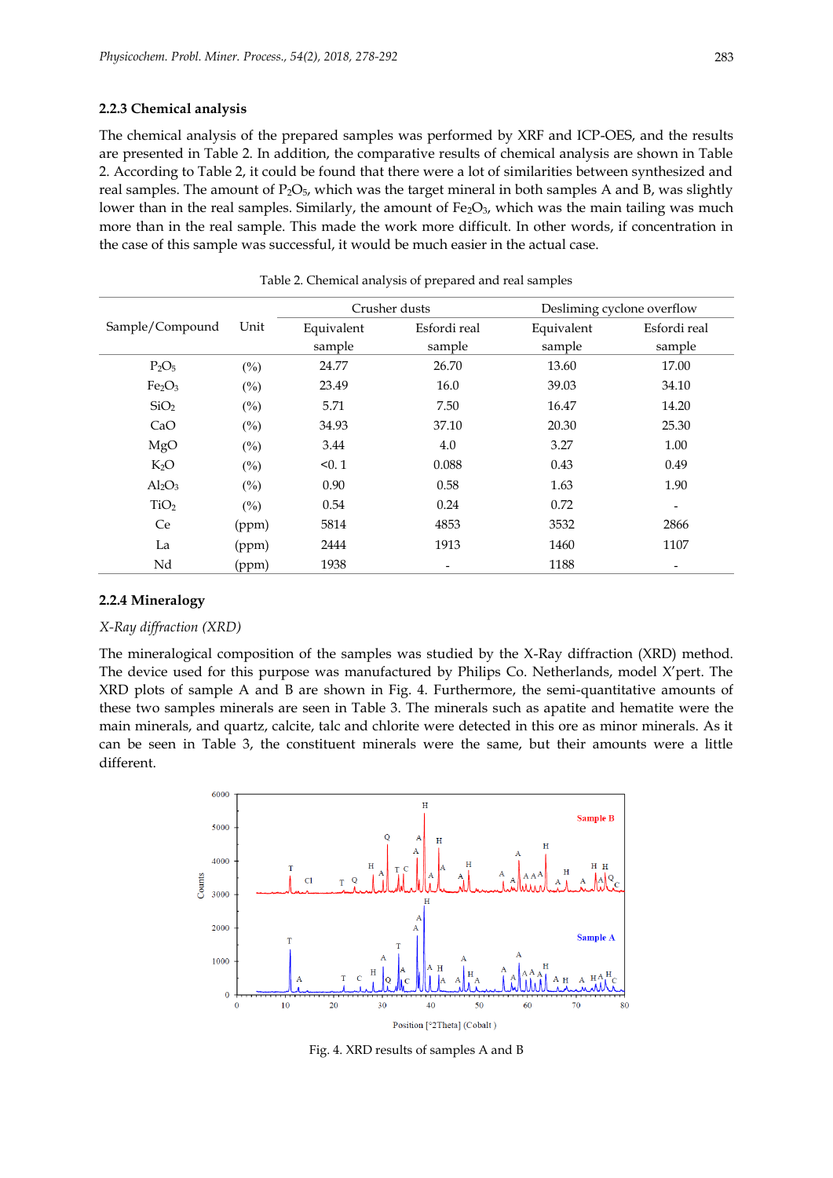### 2.2.3 Chemical analysis

The chemical analysis of the prepared samples was performed by XRF and ICP-OES, and the results are presented in Table 2. In addition, the comparative results of chemical analysis are shown in Table 2. According to Table 2, it could be found that there were a lot of similarities between synthesized and real samples. The amount of $P_2O_5$, which was the target mineral in both samples A and B, was slightly lower than in the real samples. Similarly, the amount of $Fe_2O_3$, which was the main tailing was much more than in the real sample. This made the work more difficult. In other words, if concentration in the case of this sample was successful, it would be much easier in the actual case.

Table 2. Chemical analysis of prepared and real samples

| Sample/Compound | Unit | Crusher dusts | | Desliming cyclone overflow | |
|---|---|---|---|---|---|
| | | Equivalent sample | Esfordi real sample | Equivalent sample | Esfordi real sample |
| $P_2O_5$ | (%) | 24.77 | 26.70 | 13.60 | 17.00 |
| $Fe_2O_3$ | (%) | 23.49 | 16.0 | 39.03 | 34.10 |
| $SiO_2$ | (%) | 5.71 | 7.50 | 16.47 | 14.20 |
| CaO | (%) | 34.93 | 37.10 | 20.30 | 25.30 |
| MgO | (%) | 3.44 | 4.0 | 3.27 | 1.00 |
| $K_2O$ | (%) | <0. 1 | 0.088 | 0.43 | 0.49 |
| $Al_2O_3$ | (%) | 0.90 | 0.58 | 1.63 | 1.90 |
| $TiO_2$ | (%) | 0.54 | 0.24 | 0.72 | - |
| Ce | (ppm) | 5814 | 4853 | 3532 | 2866 |
| La | (ppm) | 2444 | 1913 | 1460 | 1107 |
| Nd | (ppm) | 1938 | - | 1188 | - |

### 2.2.4 Mineralogy

*X-Ray diffraction (XRD)*

The mineralogical composition of the samples was studied by the X-Ray diffraction (XRD) method. The device used for this purpose was manufactured by Philips Co. Netherlands, model X'pert. The XRD plots of sample A and B are shown in Fig. 4. Furthermore, the semi-quantitative amounts of these two samples minerals are seen in Table 3. The minerals such as apatite and hematite were the main minerals, and quartz, calcite, talc and chlorite were detected in this ore as minor minerals. As it can be seen in Table 3, the constituent minerals were the same, but their amounts were a little different.

Fig. 4. XRD results of samples A and B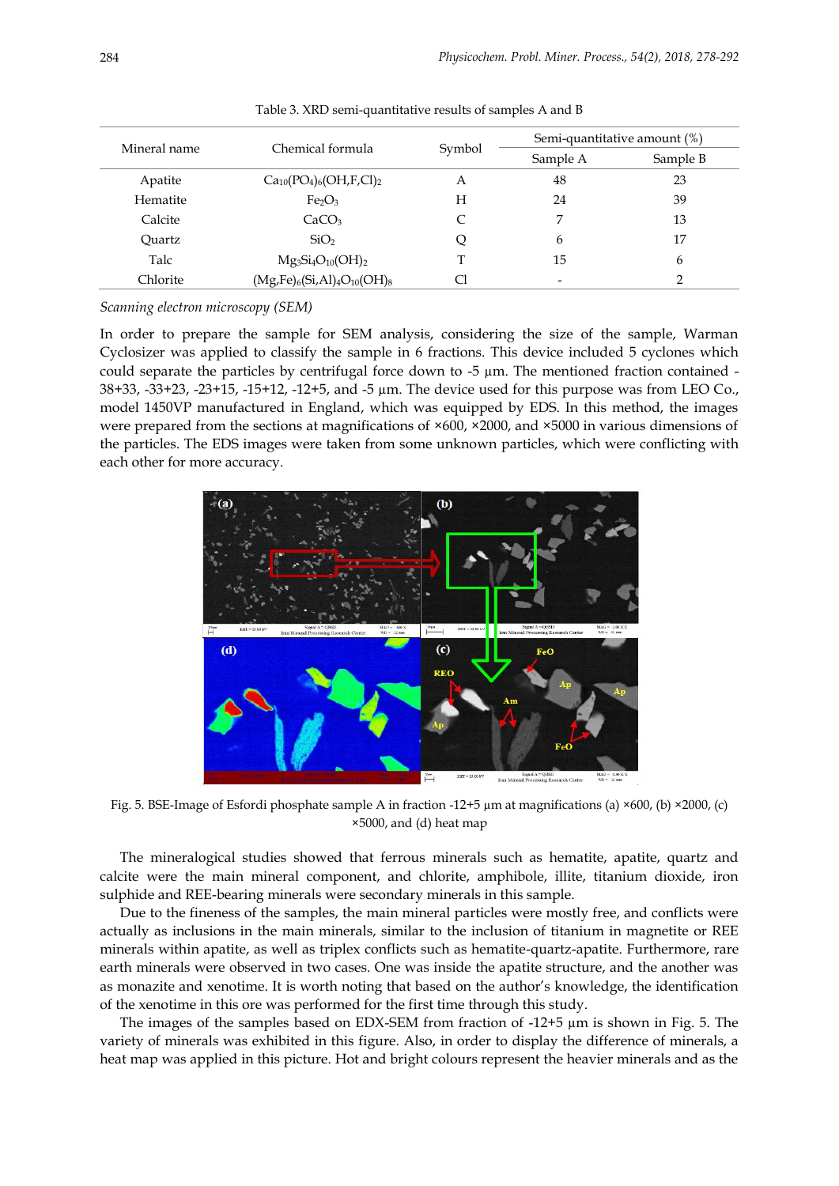Table 3. XRD semi-quantitative results of samples A and B

| Mineral name | Chemical formula | Symbol | Semi-quantitative amount (%) | |
|---|---|---|---|---|
| | | | Sample A | Sample B |
| Apatite | $Ca_{10}(PO_4)_6(OH,F,Cl)_2$ | A | 48 | 23 |
| Hematite | $Fe_2O_3$ | H | 24 | 39 |
| Calcite | $CaCO_3$ | C | 7 | 13 |
| Quartz | $SiO_2$ | Q | 6 | 17 |
| Talc | $Mg_3Si_4O_{10}(OH)_2$ | T | 15 | 6 |
| Chlorite | $(Mg,Fe)_6(Si,Al)_4O_{10}(OH)_8$ | Cl | - | 2 |

*Scanning electron microscopy (SEM)*

In order to prepare the sample for SEM analysis, considering the size of the sample, Warman Cyclosizer was applied to classify the sample in 6 fractions. This device included 5 cyclones which could separate the particles by centrifugal force down to -5 µm. The mentioned fraction contained -38+33, -33+23, -23+15, -15+12, -12+5, and -5 µm. The device used for this purpose was from LEO Co., model 1450VP manufactured in England, which was equipped by EDS. In this method, the images were prepared from the sections at magnifications of ×600, ×2000, and ×5000 in various dimensions of the particles. The EDS images were taken from some unknown particles, which were conflicting with each other for more accuracy.

Fig. 5. BSE-Image of Esfordi phosphate sample A in fraction -12+5 µm at magnifications (a) ×600, (b) ×2000, (c) ×5000, and (d) heat map

The mineralogical studies showed that ferrous minerals such as hematite, apatite, quartz and calcite were the main mineral component, and chlorite, amphibole, illite, titanium dioxide, iron sulphide and REE-bearing minerals were secondary minerals in this sample.

Due to the fineness of the samples, the main mineral particles were mostly free, and conflicts were actually as inclusions in the main minerals, similar to the inclusion of titanium in magnetite or REE minerals within apatite, as well as triplex conflicts such as hematite-quartz-apatite. Furthermore, rare earth minerals were observed in two cases. One was inside the apatite structure, and the another was as monazite and xenotime. It is worth noting that based on the author's knowledge, the identification of the xenotime in this ore was performed for the first time through this study.

The images of the samples based on EDX-SEM from fraction of -12+5 µm is shown in Fig. 5. The variety of minerals was exhibited in this figure. Also, in order to display the difference of minerals, a heat map was applied in this picture. Hot and bright colours represent the heavier minerals and as the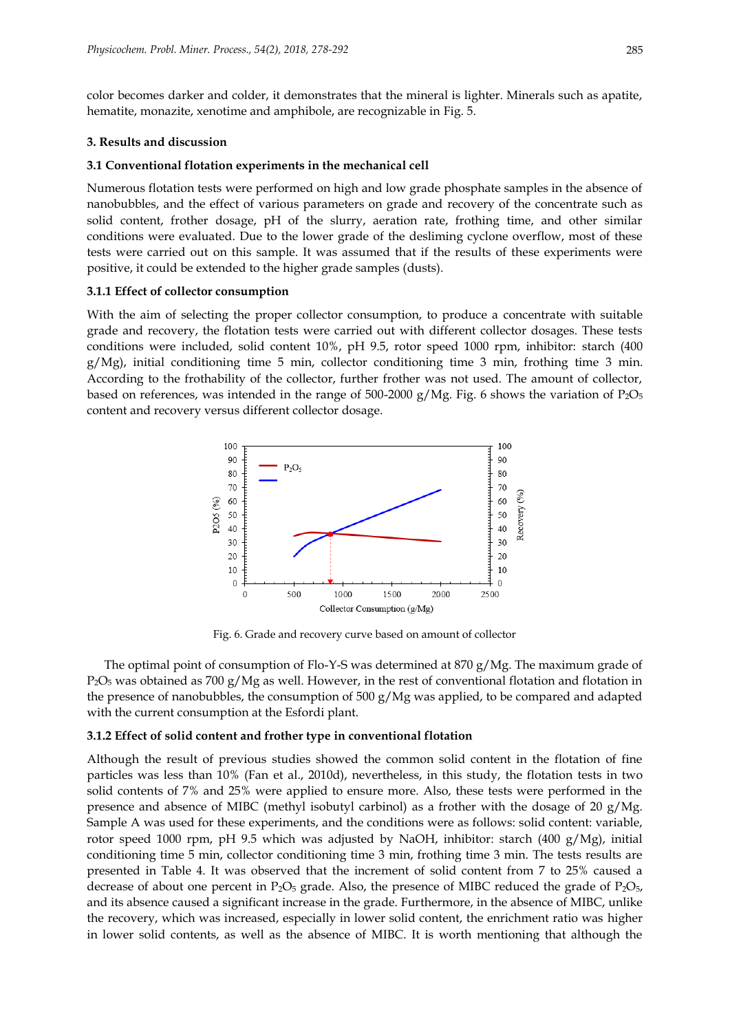color becomes darker and colder, it demonstrates that the mineral is lighter. Minerals such as apatite, hematite, monazite, xenotime and amphibole, are recognizable in Fig. 5.

## 3. Results and discussion

### 3.1 Conventional flotation experiments in the mechanical cell

Numerous flotation tests were performed on high and low grade phosphate samples in the absence of nanobubbles, and the effect of various parameters on grade and recovery of the concentrate such as solid content, frother dosage, pH of the slurry, aeration rate, frothing time, and other similar conditions were evaluated. Due to the lower grade of the desliming cyclone overflow, most of these tests were carried out on this sample. It was assumed that if the results of these experiments were positive, it could be extended to the higher grade samples (dusts).

#### 3.1.1 Effect of collector consumption

With the aim of selecting the proper collector consumption, to produce a concentrate with suitable grade and recovery, the flotation tests were carried out with different collector dosages. These tests conditions were included, solid content 10%, pH 9.5, rotor speed 1000 rpm, inhibitor: starch (400 g/Mg), initial conditioning time 5 min, collector conditioning time 3 min, frothing time 3 min. According to the frothability of the collector, further frother was not used. The amount of collector, based on references, was intended in the range of 500-2000 g/Mg. Fig. 6 shows the variation of $P_2O_5$ content and recovery versus different collector dosage.

Fig. 6. Grade and recovery curve based on amount of collector

The optimal point of consumption of Flo-Y-S was determined at 870 g/Mg. The maximum grade of $P_2O_5$ was obtained as 700 g/Mg as well. However, in the rest of conventional flotation and flotation in the presence of nanobubbles, the consumption of 500 g/Mg was applied, to be compared and adapted with the current consumption at the Esfordi plant.

#### 3.1.2 Effect of solid content and frother type in conventional flotation

Although the result of previous studies showed the common solid content in the flotation of fine particles was less than 10% (Fan et al., 2010d), nevertheless, in this study, the flotation tests in two solid contents of 7% and 25% were applied to ensure more. Also, these tests were performed in the presence and absence of MIBC (methyl isobutyl carbinol) as a frother with the dosage of 20 g/Mg. Sample A was used for these experiments, and the conditions were as follows: solid content: variable, rotor speed 1000 rpm, pH 9.5 which was adjusted by NaOH, inhibitor: starch (400 g/Mg), initial conditioning time 5 min, collector conditioning time 3 min, frothing time 3 min. The tests results are presented in Table 4. It was observed that the increment of solid content from 7 to 25% caused a decrease of about one percent in $P_2O_5$ grade. Also, the presence of MIBC reduced the grade of $P_2O_5$, and its absence caused a significant increase in the grade. Furthermore, in the absence of MIBC, unlike the recovery, which was increased, especially in lower solid content, the enrichment ratio was higher in lower solid contents, as well as the absence of MIBC. It is worth mentioning that although the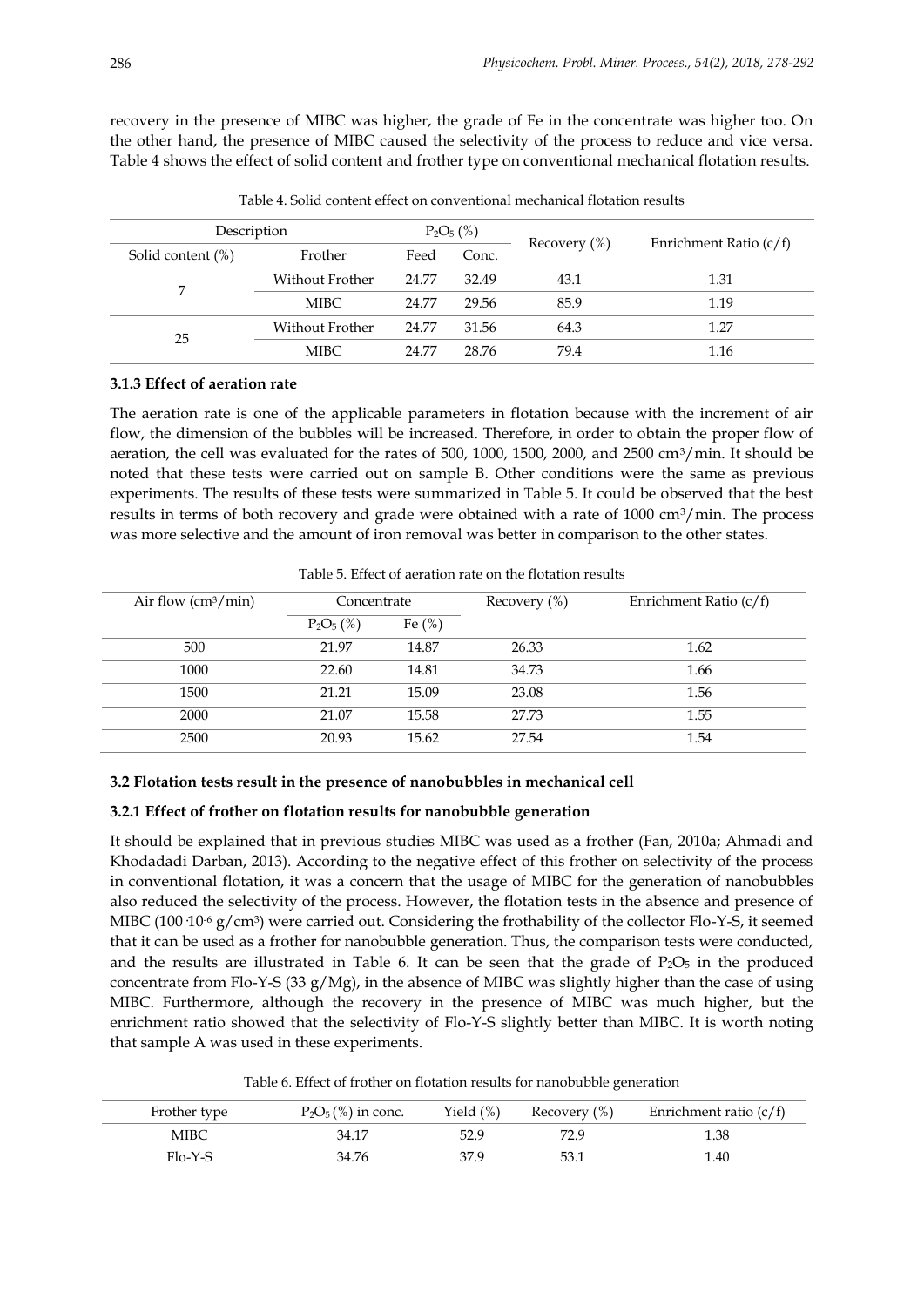recovery in the presence of MIBC was higher, the grade of Fe in the concentrate was higher too. On the other hand, the presence of MIBC caused the selectivity of the process to reduce and vice versa. Table 4 shows the effect of solid content and frother type on conventional mechanical flotation results.

Table 4. Solid content effect on conventional mechanical flotation results

| Description | | $P_2O_5$ (%) | | Recovery (%) | Enrichment Ratio (c/f) |
|---|---|---|---|---|---|
| Solid content (%) | Frother | Feed | Conc. | | |
| 7 | Without Frother | 24.77 | 32.49 | 43.1 | 1.31 |
| | MIBC | 24.77 | 29.56 | 85.9 | 1.19 |
| 25 | Without Frother | 24.77 | 31.56 | 64.3 | 1.27 |
| | MIBC | 24.77 | 28.76 | 79.4 | 1.16 |

### 3.1.3 Effect of aeration rate

The aeration rate is one of the applicable parameters in flotation because with the increment of air flow, the dimension of the bubbles will be increased. Therefore, in order to obtain the proper flow of aeration, the cell was evaluated for the rates of 500, 1000, 1500, 2000, and 2500 $cm^3$/min. It should be noted that these tests were carried out on sample B. Other conditions were the same as previous experiments. The results of these tests were summarized in Table 5. It could be observed that the best results in terms of both recovery and grade were obtained with a rate of 1000 $cm^3$/min. The process was more selective and the amount of iron removal was better in comparison to the other states.

Table 5. Effect of aeration rate on the flotation results

| Air flow ($cm^3$/min) | Concentrate | | Recovery (%) | Enrichment Ratio (c/f) |
|---|---|---|---|---|
| | $P_2O_5$ (%) | Fe (%) | | |
| 500 | 21.97 | 14.87 | 26.33 | 1.62 |
| 1000 | 22.60 | 14.81 | 34.73 | 1.66 |
| 1500 | 21.21 | 15.09 | 23.08 | 1.56 |
| 2000 | 21.07 | 15.58 | 27.73 | 1.55 |
| 2500 | 20.93 | 15.62 | 27.54 | 1.54 |

## 3.2 Flotation tests result in the presence of nanobubbles in mechanical cell

### 3.2.1 Effect of frother on flotation results for nanobubble generation

It should be explained that in previous studies MIBC was used as a frother (Fan, 2010a; Ahmadi and Khodadadi Darban, 2013). According to the negative effect of this frother on selectivity of the process in conventional flotation, it was a concern that the usage of MIBC for the generation of nanobubbles also reduced the selectivity of the process. However, the flotation tests in the absence and presence of MIBC ($100 \cdot 10^{-6}$ g/$cm^3$) were carried out. Considering the frothability of the collector Flo-Y-S, it seemed that it can be used as a frother for nanobubble generation. Thus, the comparison tests were conducted, and the results are illustrated in Table 6. It can be seen that the grade of $P_2O_5$ in the produced concentrate from Flo-Y-S (33 g/Mg), in the absence of MIBC was slightly higher than the case of using MIBC. Furthermore, although the recovery in the presence of MIBC was much higher, but the enrichment ratio showed that the selectivity of Flo-Y-S slightly better than MIBC. It is worth noting that sample A was used in these experiments.

Table 6. Effect of frother on flotation results for nanobubble generation

| Frother type | $P_2O_5$ (%) in conc. | Yield (%) | Recovery (%) | Enrichment ratio (c/f) |
|---|---|---|---|---|
| MIBC | 34.17 | 52.9 | 72.9 | 1.38 |
| Flo-Y-S | 34.76 | 37.9 | 53.1 | 1.40 |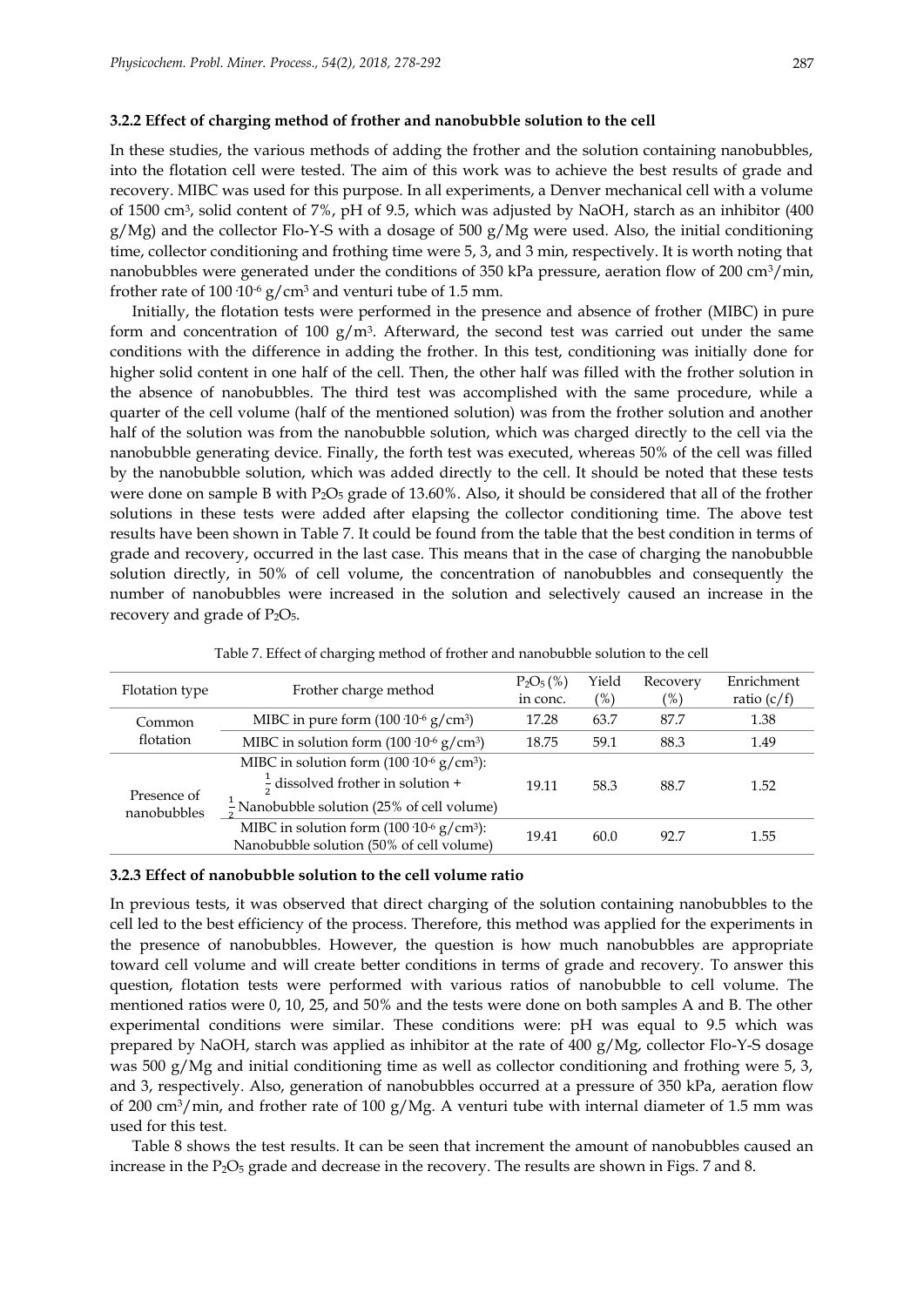### 3.2.2 Effect of charging method of frother and nanobubble solution to the cell

In these studies, the various methods of adding the frother and the solution containing nanobubbles, into the flotation cell were tested. The aim of this work was to achieve the best results of grade and recovery. MIBC was used for this purpose. In all experiments, a Denver mechanical cell with a volume of 1500 $cm^3$, solid content of 7%, pH of 9.5, which was adjusted by NaOH, starch as an inhibitor (400 g/Mg) and the collector Flo-Y-S with a dosage of 500 g/Mg were used. Also, the initial conditioning time, collector conditioning and frothing time were 5, 3, and 3 min, respectively. It is worth noting that nanobubbles were generated under the conditions of 350 kPa pressure, aeration flow of 200 $cm^3$/min, frother rate of $100 \cdot 10^{-6}$ g/$cm^3$ and venturi tube of 1.5 mm.

Initially, the flotation tests were performed in the presence and absence of frother (MIBC) in pure form and concentration of 100 g/$m^3$. Afterward, the second test was carried out under the same conditions with the difference in adding the frother. In this test, conditioning was initially done for higher solid content in one half of the cell. Then, the other half was filled with the frother solution in the absence of nanobubbles. The third test was accomplished with the same procedure, while a quarter of the cell volume (half of the mentioned solution) was from the frother solution and another half of the solution was from the nanobubble solution, which was charged directly to the cell via the nanobubble generating device. Finally, the forth test was executed, whereas 50% of the cell was filled by the nanobubble solution, which was added directly to the cell. It should be noted that these tests were done on sample B with $P_2O_5$ grade of 13.60%. Also, it should be considered that all of the frother solutions in these tests were added after elapsing the collector conditioning time. The above test results have been shown in Table 7. It could be found from the table that the best condition in terms of grade and recovery, occurred in the last case. This means that in the case of charging the nanobubble solution directly, in 50% of cell volume, the concentration of nanobubbles and consequently the number of nanobubbles were increased in the solution and selectively caused an increase in the recovery and grade of $P_2O_5$.

Table 7. Effect of charging method of frother and nanobubble solution to the cell

| Flotation type | Frother charge method | $P_2O_5$ (%) in conc. | Yield (%) | Recovery (%) | Enrichment ratio (c/f) |
|---|---|---|---|---|---|
| Common flotation | MIBC in pure form ($100 \cdot 10^{-6}$ g/$cm^3$) | 17.28 | 63.7 | 87.7 | 1.38 |
| | MIBC in solution form ($100 \cdot 10^{-6}$ g/$cm^3$) | 18.75 | 59.1 | 88.3 | 1.49 |
| Presence of nanobubbles | MIBC in solution form ($100 \cdot 10^{-6}$ g/$cm^3$): $\frac{1}{2}$ dissolved frother in solution + $\frac{1}{2}$ Nanobubble solution (25% of cell volume) | 19.11 | 58.3 | 88.7 | 1.52 |
| | MIBC in solution form ($100 \cdot 10^{-6}$ g/$cm^3$): Nanobubble solution (50% of cell volume) | 19.41 | 60.0 | 92.7 | 1.55 |

### 3.2.3 Effect of nanobubble solution to the cell volume ratio

In previous tests, it was observed that direct charging of the solution containing nanobubbles to the cell led to the best efficiency of the process. Therefore, this method was applied for the experiments in the presence of nanobubbles. However, the question is how much nanobubbles are appropriate toward cell volume and will create better conditions in terms of grade and recovery. To answer this question, flotation tests were performed with various ratios of nanobubble to cell volume. The mentioned ratios were 0, 10, 25, and 50% and the tests were done on both samples A and B. The other experimental conditions were similar. These conditions were: pH was equal to 9.5 which was prepared by NaOH, starch was applied as inhibitor at the rate of 400 g/Mg, collector Flo-Y-S dosage was 500 g/Mg and initial conditioning time as well as collector conditioning and frothing were 5, 3, and 3, respectively. Also, generation of nanobubbles occurred at a pressure of 350 kPa, aeration flow of 200 $cm^3$/min, and frother rate of 100 g/Mg. A venturi tube with internal diameter of 1.5 mm was used for this test.

Table 8 shows the test results. It can be seen that increment the amount of nanobubbles caused an increase in the $P_2O_5$ grade and decrease in the recovery. The results are shown in Figs. 7 and 8.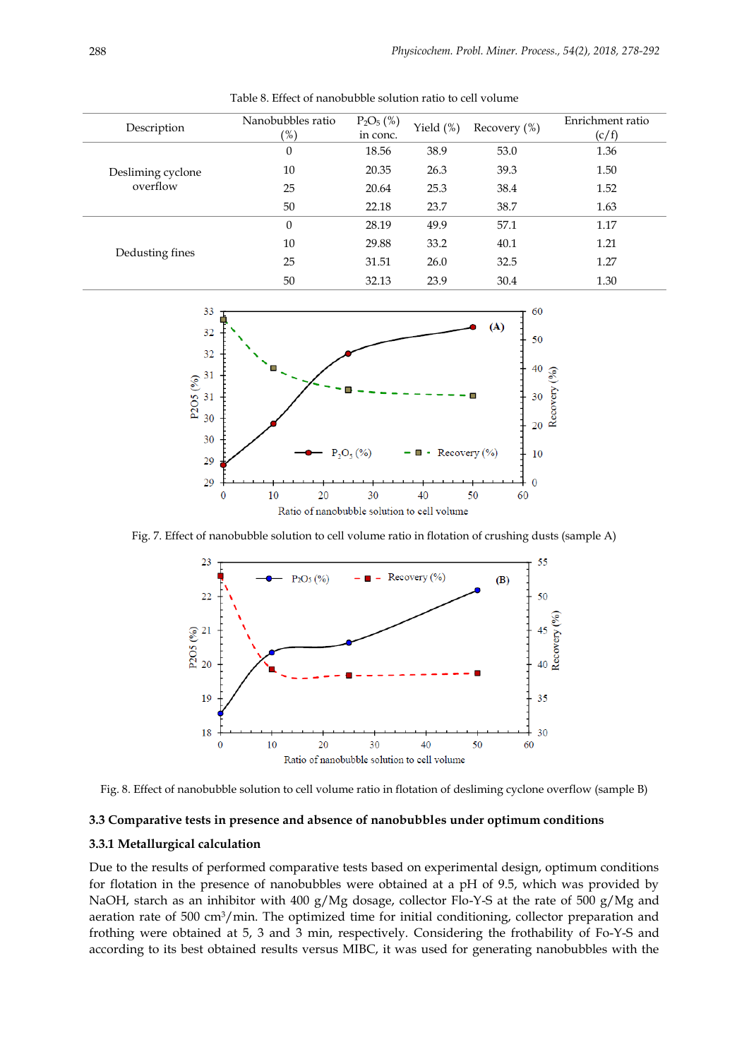Table 8. Effect of nanobubble solution ratio to cell volume

| Description | Nanobubbles ratio (%) | $P_2O_5$ (%) in conc. | Yield (%) | Recovery (%) | Enrichment ratio (c/f) |
|---|---|---|---|---|---|
| Desliming cyclone overflow | 0 | 18.56 | 38.9 | 53.0 | 1.36 |
| | 10 | 20.35 | 26.3 | 39.3 | 1.50 |
| | 25 | 20.64 | 25.3 | 38.4 | 1.52 |
| | 50 | 22.18 | 23.7 | 38.7 | 1.63 |
| Dedusting fines | 0 | 28.19 | 49.9 | 57.1 | 1.17 |
| | 10 | 29.88 | 33.2 | 40.1 | 1.21 |
| | 25 | 31.51 | 26.0 | 32.5 | 1.27 |
| | 50 | 32.13 | 23.9 | 30.4 | 1.30 |

Fig. 7. Effect of nanobubble solution to cell volume ratio in flotation of crushing dusts (sample A)

Fig. 8. Effect of nanobubble solution to cell volume ratio in flotation of desliming cyclone overflow (sample B)

### 3.3 Comparative tests in presence and absence of nanobubbles under optimum conditions

#### 3.3.1 Metallurgical calculation

Due to the results of performed comparative tests based on experimental design, optimum conditions for flotation in the presence of nanobubbles were obtained at a pH of 9.5, which was provided by NaOH, starch as an inhibitor with 400 g/Mg dosage, collector Flo-Y-S at the rate of 500 g/Mg and aeration rate of 500 cm$^3$/min. The optimized time for initial conditioning, collector preparation and frothing were obtained at 5, 3 and 3 min, respectively. Considering the frothability of Fo-Y-S and according to its best obtained results versus MIBC, it was used for generating nanobubbles with the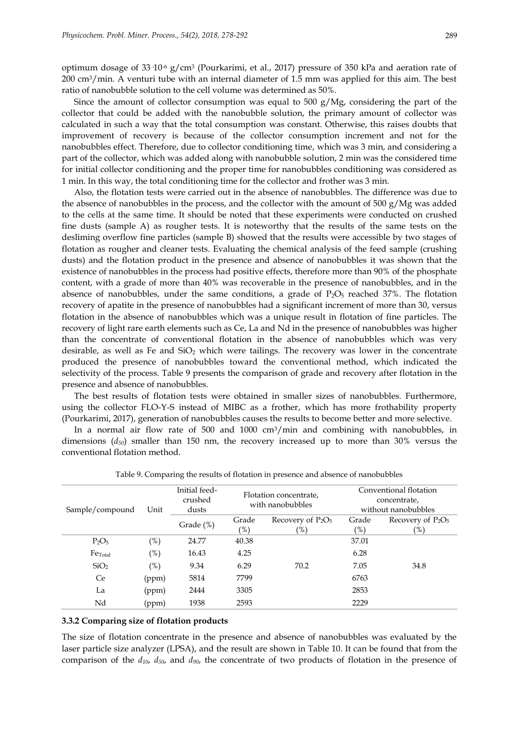optimum dosage of $33 \cdot 10^{-6}$ g/cm$^3$ (Pourkarimi, et al., 2017) pressure of 350 kPa and aeration rate of 200 cm$^3$/min. A venturi tube with an internal diameter of 1.5 mm was applied for this aim. The best ratio of nanobubble solution to the cell volume was determined as 50%.

Since the amount of collector consumption was equal to 500 g/Mg, considering the part of the collector that could be added with the nanobubble solution, the primary amount of collector was calculated in such a way that the total consumption was constant. Otherwise, this raises doubts that improvement of recovery is because of the collector consumption increment and not for the nanobubbles effect. Therefore, due to collector conditioning time, which was 3 min, and considering a part of the collector, which was added along with nanobubble solution, 2 min was the considered time for initial collector conditioning and the proper time for nanobubbles conditioning was considered as 1 min. In this way, the total conditioning time for the collector and frother was 3 min.

Also, the flotation tests were carried out in the absence of nanobubbles. The difference was due to the absence of nanobubbles in the process, and the collector with the amount of 500 g/Mg was added to the cells at the same time. It should be noted that these experiments were conducted on crushed fine dusts (sample A) as rougher tests. It is noteworthy that the results of the same tests on the desliming overflow fine particles (sample B) showed that the results were accessible by two stages of flotation as rougher and cleaner tests. Evaluating the chemical analysis of the feed sample (crushing dusts) and the flotation product in the presence and absence of nanobubbles it was shown that the existence of nanobubbles in the process had positive effects, therefore more than 90% of the phosphate content, with a grade of more than 40% was recoverable in the presence of nanobubbles, and in the absence of nanobubbles, under the same conditions, a grade of $P_2O_5$ reached 37%. The flotation recovery of apatite in the presence of nanobubbles had a significant increment of more than 30, versus flotation in the absence of nanobubbles which was a unique result in flotation of fine particles. The recovery of light rare earth elements such as Ce, La and Nd in the presence of nanobubbles was higher than the concentrate of conventional flotation in the absence of nanobubbles which was very desirable, as well as Fe and $SiO_2$ which were tailings. The recovery was lower in the concentrate produced the presence of nanobubbles toward the conventional method, which indicated the selectivity of the process. Table 9 presents the comparison of grade and recovery after flotation in the presence and absence of nanobubbles.

The best results of flotation tests were obtained in smaller sizes of nanobubbles. Furthermore, using the collector FLO-Y-S instead of MIBC as a frother, which has more frothability property (Pourkarimi, 2017), generation of nanobubbles causes the results to become better and more selective.

In a normal air flow rate of 500 and 1000 cm$^3$/min and combining with nanobubbles, in dimensions ($d_{50}$) smaller than 150 nm, the recovery increased up to more than 30% versus the conventional flotation method.

Table 9. Comparing the results of flotation in presence and absence of nanobubbles

| Sample/compound | Unit | Initial feed-crushed dusts | Flotation concentrate, with nanobubbles | | Conventional flotation concentrate, without nanobubbles | |
|---|---|---|---|---|---|---|
| | | Grade (%) | Grade (%) | Recovery of $P_2O_5$ (%) | Grade (%) | Recovery of $P_2O_5$ (%) |
| $P_2O_5$ | (%) | 24.77 | 40.38 | | 37.01 | |
| $Fe_{Total}$ | (%) | 16.43 | 4.25 | | 6.28 | |
| $SiO_2$ | (%) | 9.34 | 6.29 | 70.2 | 7.05 | 34.8 |
| Ce | (ppm) | 5814 | 7799 | | 6763 | |
| La | (ppm) | 2444 | 3305 | | 2853 | |
| Nd | (ppm) | 1938 | 2593 | | 2229 | |

### 3.3.2 Comparing size of flotation products

The size of flotation concentrate in the presence and absence of nanobubbles was evaluated by the laser particle size analyzer (LPSA), and the result are shown in Table 10. It can be found that from the comparison of the $d_{10}$, $d_{50}$, and $d_{90}$, the concentrate of two products of flotation in the presence of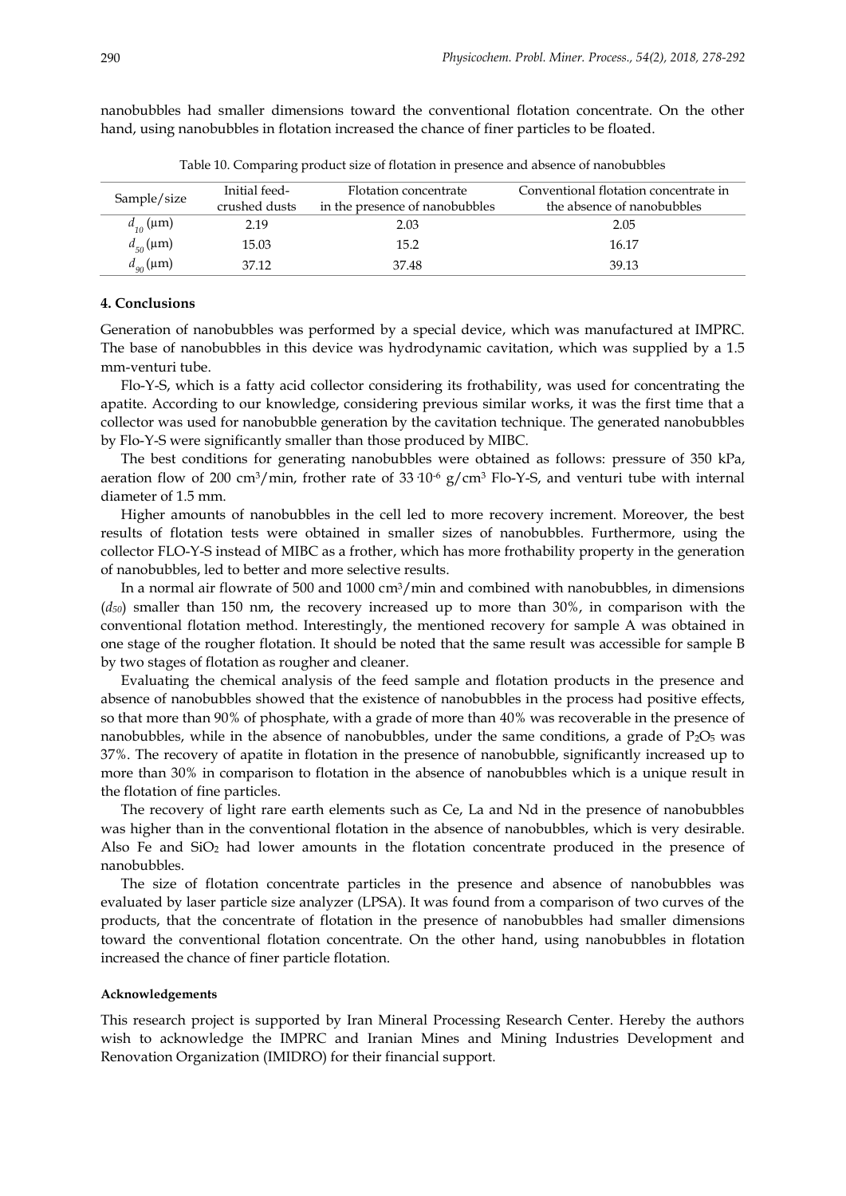nanobubbles had smaller dimensions toward the conventional flotation concentrate. On the other hand, using nanobubbles in flotation increased the chance of finer particles to be floated.

Table 10. Comparing product size of flotation in presence and absence of nanobubbles

| Sample/size | Initial feed-crushed dusts | Flotation concentrate in the presence of nanobubbles | Conventional flotation concentrate in the absence of nanobubbles |
|---|---|---|---|
| $d_{10}$ (μm) | 2.19 | 2.03 | 2.05 |
| $d_{50}$ (μm) | 15.03 | 15.2 | 16.17 |
| $d_{90}$ (μm) | 37.12 | 37.48 | 39.13 |

## 4. Conclusions

Generation of nanobubbles was performed by a special device, which was manufactured at IMPRC. The base of nanobubbles in this device was hydrodynamic cavitation, which was supplied by a 1.5 mm-venturi tube.

Flo-Y-S, which is a fatty acid collector considering its frothability, was used for concentrating the apatite. According to our knowledge, considering previous similar works, it was the first time that a collector was used for nanobubble generation by the cavitation technique. The generated nanobubbles by Flo-Y-S were significantly smaller than those produced by MIBC.

The best conditions for generating nanobubbles were obtained as follows: pressure of 350 kPa, aeration flow of 200 cm$^3$/min, frother rate of $33 \cdot 10^{-6}$ g/cm$^3$ Flo-Y-S, and venturi tube with internal diameter of 1.5 mm.

Higher amounts of nanobubbles in the cell led to more recovery increment. Moreover, the best results of flotation tests were obtained in smaller sizes of nanobubbles. Furthermore, using the collector FLO-Y-S instead of MIBC as a frother, which has more frothability property in the generation of nanobubbles, led to better and more selective results.

In a normal air flowrate of 500 and 1000 cm$^3$/min and combined with nanobubbles, in dimensions ($d_{50}$) smaller than 150 nm, the recovery increased up to more than 30%, in comparison with the conventional flotation method. Interestingly, the mentioned recovery for sample A was obtained in one stage of the rougher flotation. It should be noted that the same result was accessible for sample B by two stages of flotation as rougher and cleaner.

Evaluating the chemical analysis of the feed sample and flotation products in the presence and absence of nanobubbles showed that the existence of nanobubbles in the process had positive effects, so that more than 90% of phosphate, with a grade of more than 40% was recoverable in the presence of nanobubbles, while in the absence of nanobubbles, under the same conditions, a grade of $P_2O_5$ was 37%. The recovery of apatite in flotation in the presence of nanobubble, significantly increased up to more than 30% in comparison to flotation in the absence of nanobubbles which is a unique result in the flotation of fine particles.

The recovery of light rare earth elements such as Ce, La and Nd in the presence of nanobubbles was higher than in the conventional flotation in the absence of nanobubbles, which is very desirable. Also Fe and $SiO_2$ had lower amounts in the flotation concentrate produced in the presence of nanobubbles.

The size of flotation concentrate particles in the presence and absence of nanobubbles was evaluated by laser particle size analyzer (LPSA). It was found from a comparison of two curves of the products, that the concentrate of flotation in the presence of nanobubbles had smaller dimensions toward the conventional flotation concentrate. On the other hand, using nanobubbles in flotation increased the chance of finer particle flotation.

#### Acknowledgements

This research project is supported by Iran Mineral Processing Research Center. Hereby the authors wish to acknowledge the IMPRC and Iranian Mines and Mining Industries Development and Renovation Organization (IMIDRO) for their financial support.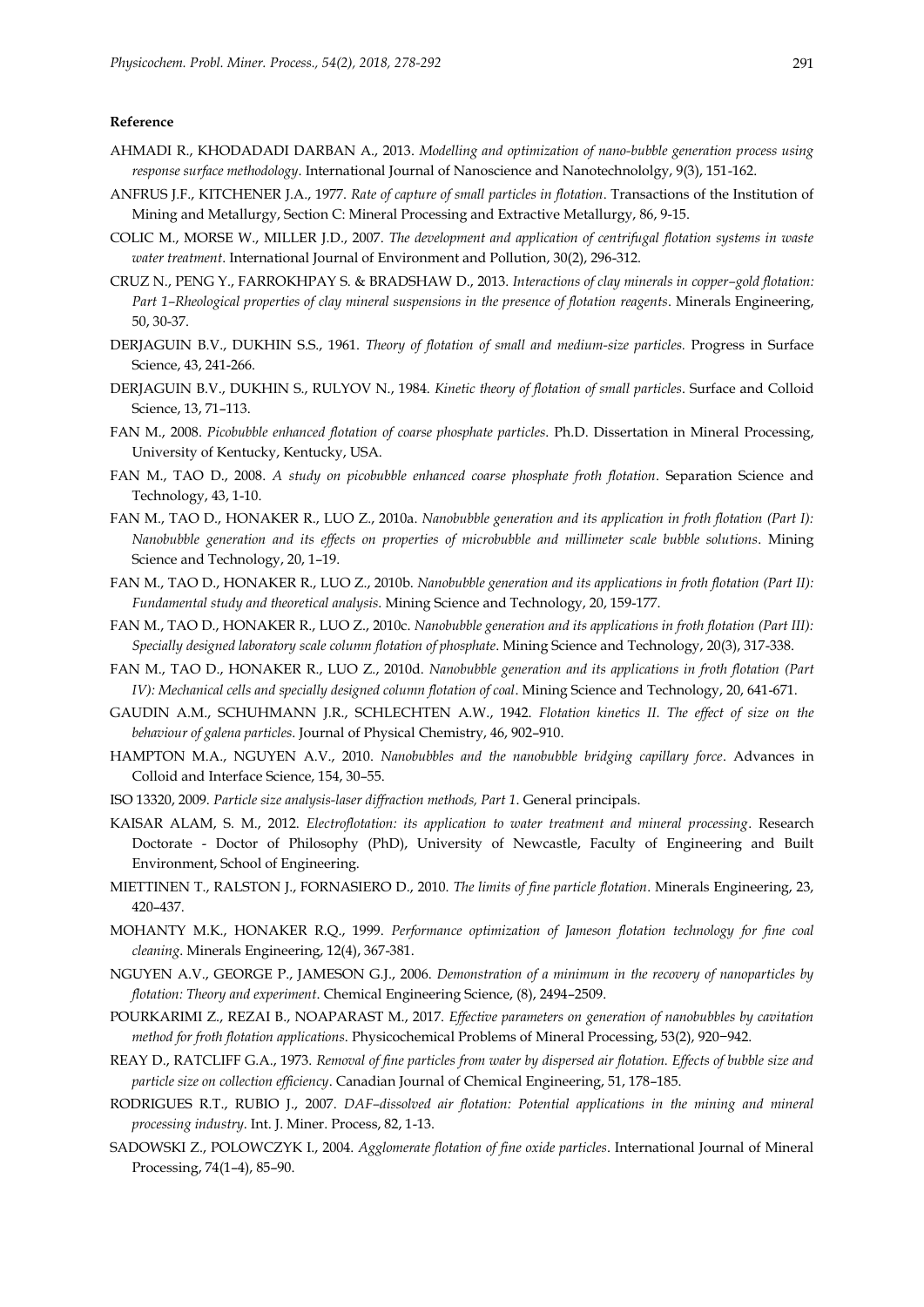**Reference**

AHMADI R., KHODADADI DARBAN A., 2013. *Modelling and optimization of nano-bubble generation process using response surface methodology.* International Journal of Nanoscience and Nanotechnololgy, 9(3), 151-162.

ANFRUS J.F., KITCHENER J.A., 1977. *Rate of capture of small particles in flotation*. Transactions of the Institution of Mining and Metallurgy, Section C: Mineral Processing and Extractive Metallurgy, 86, 9-15.

COLIC M., MORSE W., MILLER J.D., 2007. *The development and application of centrifugal flotation systems in waste water treatment*. International Journal of Environment and Pollution, 30(2), 296-312.

CRUZ N., PENG Y., FARROKHPAY S. & BRADSHAW D., 2013. *Interactions of clay minerals in copper–gold flotation: Part 1–Rheological properties of clay mineral suspensions in the presence of flotation reagents*. Minerals Engineering, 50, 30-37.

DERJAGUIN B.V., DUKHIN S.S., 1961. *Theory of flotation of small and medium-size particles.* Progress in Surface Science, 43, 241-266.

DERJAGUIN B.V., DUKHIN S., RULYOV N., 1984. *Kinetic theory of flotation of small particles*. Surface and Colloid Science, 13, 71–113.

FAN M., 2008. *Picobubble enhanced flotation of coarse phosphate particles.* Ph.D. Dissertation in Mineral Processing, University of Kentucky, Kentucky, USA.

FAN M., TAO D., 2008. *A study on picobubble enhanced coarse phosphate froth flotation*. Separation Science and Technology, 43, 1-10.

FAN M., TAO D., HONAKER R., LUO Z., 2010a. *Nanobubble generation and its application in froth flotation (Part I): Nanobubble generation and its effects on properties of microbubble and millimeter scale bubble solutions*. Mining Science and Technology, 20, 1–19.

FAN M., TAO D., HONAKER R., LUO Z., 2010b. *Nanobubble generation and its applications in froth flotation (Part II): Fundamental study and theoretical analysis*. Mining Science and Technology, 20, 159-177.

FAN M., TAO D., HONAKER R., LUO Z., 2010c. *Nanobubble generation and its applications in froth flotation (Part III): Specially designed laboratory scale column flotation of phosphate*. Mining Science and Technology, 20(3), 317-338.

FAN M., TAO D., HONAKER R., LUO Z., 2010d. *Nanobubble generation and its applications in froth flotation (Part IV): Mechanical cells and specially designed column flotation of coal*. Mining Science and Technology, 20, 641-671.

GAUDIN A.M., SCHUHMANN J.R., SCHLECHTEN A.W., 1942. *Flotation kinetics II. The effect of size on the behaviour of galena particles*. Journal of Physical Chemistry, 46, 902–910.

HAMPTON M.A., NGUYEN A.V., 2010. *Nanobubbles and the nanobubble bridging capillary force*. Advances in Colloid and Interface Science, 154, 30–55.

ISO 13320, 2009. *Particle size analysis-laser diffraction methods, Part 1.* General principals.

KAISAR ALAM, S. M., 2012. *Electroflotation: its application to water treatment and mineral processing*. Research Doctorate - Doctor of Philosophy (PhD), University of Newcastle, Faculty of Engineering and Built Environment, School of Engineering.

MIETTINEN T., RALSTON J., FORNASIERO D., 2010. *The limits of fine particle flotation*. Minerals Engineering, 23, 420–437.

MOHANTY M.K., HONAKER R.Q., 1999. *Performance optimization of Jameson flotation technology for fine coal cleaning*. Minerals Engineering, 12(4), 367-381.

NGUYEN A.V., GEORGE P., JAMESON G.J., 2006. *Demonstration of a minimum in the recovery of nanoparticles by flotation: Theory and experiment*. Chemical Engineering Science, (8), 2494–2509.

POURKARIMI Z., REZAI B., NOAPARAST M., 2017. *Effective parameters on generation of nanobubbles by cavitation method for froth flotation applications.* Physicochemical Problems of Mineral Processing, 53(2), 920−942.

REAY D., RATCLIFF G.A., 1973. *Removal of fine particles from water by dispersed air flotation. Effects of bubble size and particle size on collection efficiency*. Canadian Journal of Chemical Engineering, 51, 178–185.

RODRIGUES R.T., RUBIO J., 2007. *DAF–dissolved air flotation: Potential applications in the mining and mineral processing industry*. Int. J. Miner. Process, 82, 1-13.

SADOWSKI Z., POLOWCZYK I., 2004. *Agglomerate flotation of fine oxide particles*. International Journal of Mineral Processing, 74(1–4), 85–90.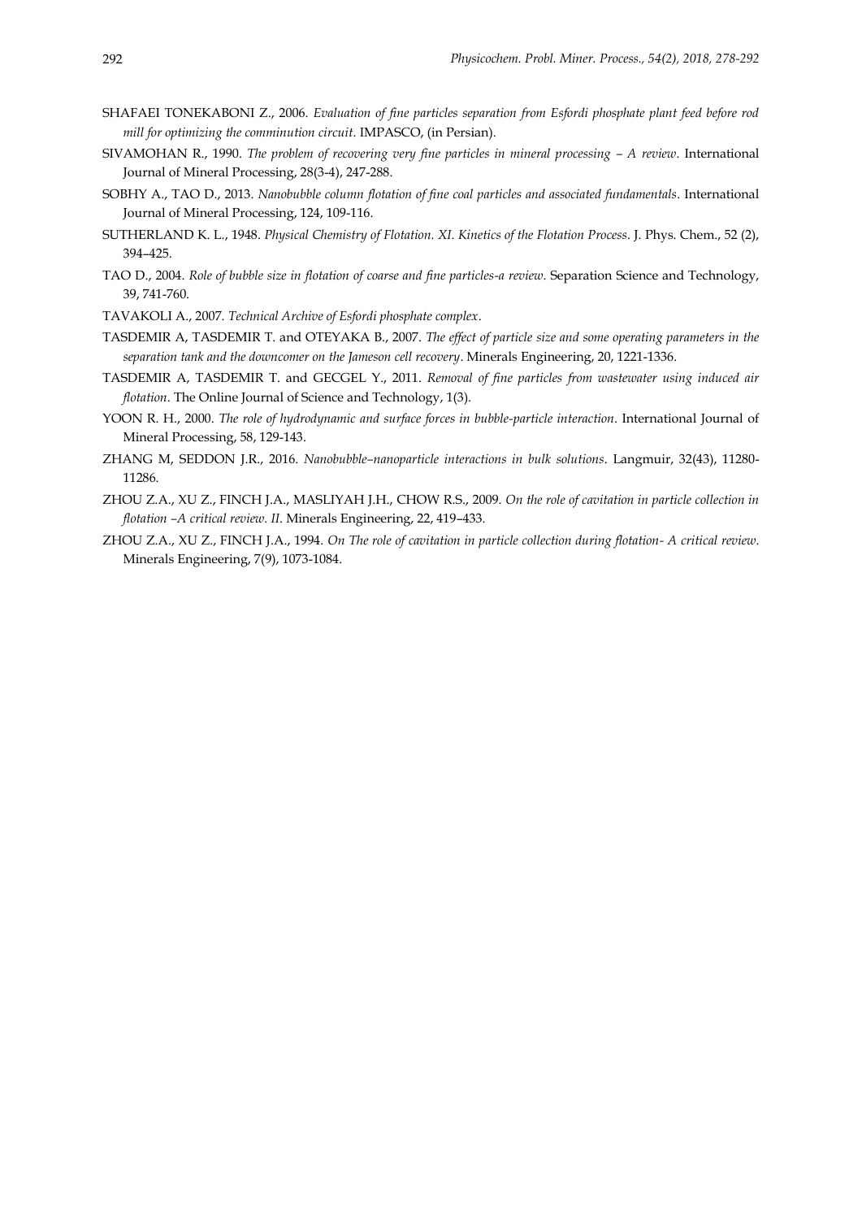SHAFAEI TONEKABONI Z., 2006. *Evaluation of fine particles separation from Esfordi phosphate plant feed before rod mill for optimizing the comminution circuit*. IMPASCO, (in Persian).

SIVAMOHAN R., 1990. *The problem of recovering very fine particles in mineral processing – A review*. International Journal of Mineral Processing, 28(3-4), 247-288.

SOBHY A., TAO D., 2013. *Nanobubble column flotation of fine coal particles and associated fundamentals*. International Journal of Mineral Processing, 124, 109-116.

SUTHERLAND K. L., 1948. *Physical Chemistry of Flotation. XI. Kinetics of the Flotation Process*. J. Phys. Chem., 52 (2), 394–425.

TAO D., 2004. *Role of bubble size in flotation of coarse and fine particles-a review*. Separation Science and Technology, 39, 741-760.

TAVAKOLI A., 2007. *Technical Archive of Esfordi phosphate complex*.

TASDEMIR A, TASDEMIR T. and OTEYAKA B., 2007. *The effect of particle size and some operating parameters in the separation tank and the downcomer on the Jameson cell recovery*. Minerals Engineering, 20, 1221-1336.

TASDEMIR A, TASDEMIR T. and GECGEL Y., 2011. *Removal of fine particles from wastewater using induced air flotation*. The Online Journal of Science and Technology, 1(3).

YOON R. H., 2000. *The role of hydrodynamic and surface forces in bubble-particle interaction*. International Journal of Mineral Processing, 58, 129-143.

ZHANG M, SEDDON J.R., 2016. *Nanobubble–nanoparticle interactions in bulk solutions*. Langmuir, 32(43), 11280-11286.

ZHOU Z.A., XU Z., FINCH J.A., MASLIYAH J.H., CHOW R.S., 2009. *On the role of cavitation in particle collection in flotation –A critical review. II*. Minerals Engineering, 22, 419–433.

ZHOU Z.A., XU Z., FINCH J.A., 1994. *On The role of cavitation in particle collection during flotation- A critical review*. Minerals Engineering, 7(9), 1073-1084.